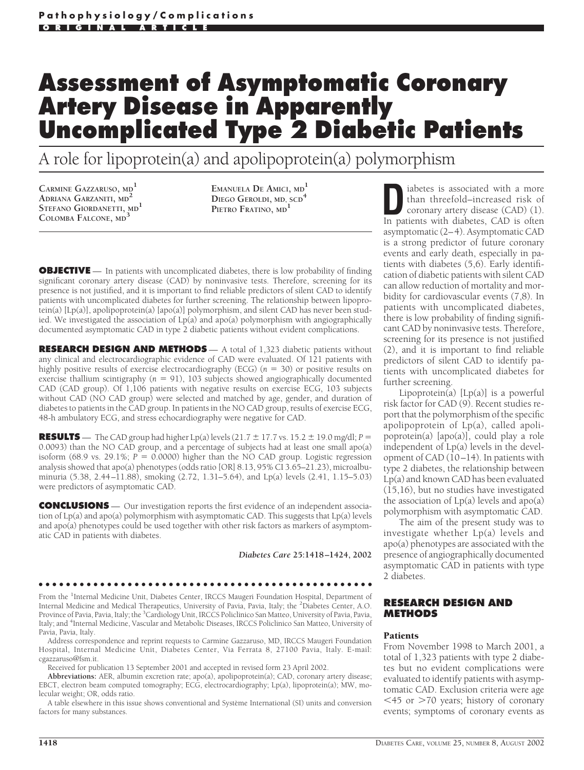Pathophysiology/Complications

ORIGINAL ARTICLE

# Assessment of Asymptomatic Coronary Artery Disease in Apparently Uncomplicated Type 2 Diabetic Patients

## A role for lipoprotein(a) and apolipoprotein(a) polymorphism

Carmine Gazzaruso, md[1]
Adriana Garzaniti, md[2]
Stefano Giordanetti, md[1]
Colomba Falcone, md[3]
Emanuela De Amici, md[1]
Diego Geroldi, md, scd[4]
Pietro Fratino, md[1]

**OBJECTIVE** — In patients with uncomplicated diabetes, there is low probability of finding significant coronary artery disease (CAD) by noninvasive tests. Therefore, screening for its presence is not justified, and it is important to find reliable predictors of silent CAD to identify patients with uncomplicated diabetes for further screening. The relationship between lipoprotein(a) [Lp(a)], apolipoprotein(a) [apo(a)] polymorphism, and silent CAD has never been studied. We investigated the association of Lp(a) and apo(a) polymorphism with angiographically documented asymptomatic CAD in type 2 diabetic patients without evident complications.

**RESEARCH DESIGN AND METHODS** — A total of 1,323 diabetic patients without any clinical and electrocardiographic evidence of CAD were evaluated. Of 121 patients with highly positive results of exercise electrocardiography (ECG) ($n = 30$) or positive results on exercise thallium scintigraphy ($n = 91$), 103 subjects showed angiographically documented CAD (CAD group). Of 1,106 patients with negative results on exercise ECG, 103 subjects without CAD (NO CAD group) were selected and matched by age, gender, and duration of diabetes to patients in the CAD group. In patients in the NO CAD group, results of exercise ECG, 48-h ambulatory ECG, and stress echocardiography were negative for CAD.

**RESULTS** — The CAD group had higher Lp(a) levels ($21.7 \pm 17.7$ vs. $15.2 \pm 19.0$ mg/dl; $P = 0.0093$) than the NO CAD group, and a percentage of subjects had at least one small apo(a) isoform (68.9 vs. 29.1%; $P = 0.0000$) higher than the NO CAD group. Logistic regression analysis showed that apo(a) phenotypes (odds ratio [OR] 8.13, 95% CI 3.65–21.23), microalbuminuria (5.38, 2.44–11.88), smoking (2.72, 1.31–5.64), and Lp(a) levels (2.41, 1.15–5.03) were predictors of asymptomatic CAD.

**CONCLUSIONS** — Our investigation reports the first evidence of an independent association of Lp(a) and apo(a) polymorphism with asymptomatic CAD. This suggests that Lp(a) levels and apo(a) phenotypes could be used together with other risk factors as markers of asymptomatic CAD in patients with diabetes.

*Diabetes Care* **25:**1418–1424, 2002

From the [1]Internal Medicine Unit, Diabetes Center, IRCCS Maugeri Foundation Hospital, Department of Internal Medicine and Medical Therapeutics, University of Pavia, Pavia, Italy; the [2]Diabetes Center, A.O. Province of Pavia, Pavia, Italy; the [3]Cardiology Unit, IRCCS Policlinico San Matteo, University of Pavia, Pavia, Italy; and [4]Internal Medicine, Vascular and Metabolic Diseases, IRCCS Policlinico San Matteo, University of Pavia, Pavia, Italy.

Address correspondence and reprint requests to Carmine Gazzaruso, MD, IRCCS Maugeri Foundation Hospital, Internal Medicine Unit, Diabetes Center, Via Ferrata 8, 27100 Pavia, Italy. E-mail: cgazzaruso@fsm.it.

Received for publication 13 September 2001 and accepted in revised form 23 April 2002.

**Abbreviations:** AER, albumin excretion rate; apo(a), apolipoprotein(a); CAD, coronary artery disease; EBCT, electron beam computed tomography; ECG, electrocardiography; Lp(a), lipoprotein(a); MW, molecular weight; OR, odds ratio.

A table elsewhere in this issue shows conventional and Système International (SI) units and conversion factors for many substances.

Diabetes is associated with a more than threefold–increased risk of coronary artery disease (CAD) (1). In patients with diabetes, CAD is often asymptomatic (2–4). Asymptomatic CAD is a strong predictor of future coronary events and early death, especially in patients with diabetes (5,6). Early identification of diabetic patients with silent CAD can allow reduction of mortality and morbidity for cardiovascular events (7,8). In patients with uncomplicated diabetes, there is low probability of finding significant CAD by noninvasive tests. Therefore, screening for its presence is not justified (2), and it is important to find reliable predictors of silent CAD to identify patients with uncomplicated diabetes for further screening.

Lipoprotein(a) [Lp(a)] is a powerful risk factor for CAD (9). Recent studies report that the polymorphism of the specific apolipoprotein of Lp(a), called apolipoprotein(a) [apo(a)], could play a role independent of Lp(a) levels in the development of CAD (10–14). In patients with type 2 diabetes, the relationship between Lp(a) and known CAD has been evaluated (15,16), but no studies have investigated the association of Lp(a) levels and apo(a) polymorphism with asymptomatic CAD.

The aim of the present study was to investigate whether Lp(a) levels and apo(a) phenotypes are associated with the presence of angiographically documented asymptomatic CAD in patients with type 2 diabetes.

## RESEARCH DESIGN AND METHODS

### Patients

From November 1998 to March 2001, a total of 1,323 patients with type 2 diabetes but no evident complications were evaluated to identify patients with asymptomatic CAD. Exclusion criteria were age <45 or >70 years; history of coronary events; symptoms of coronary events as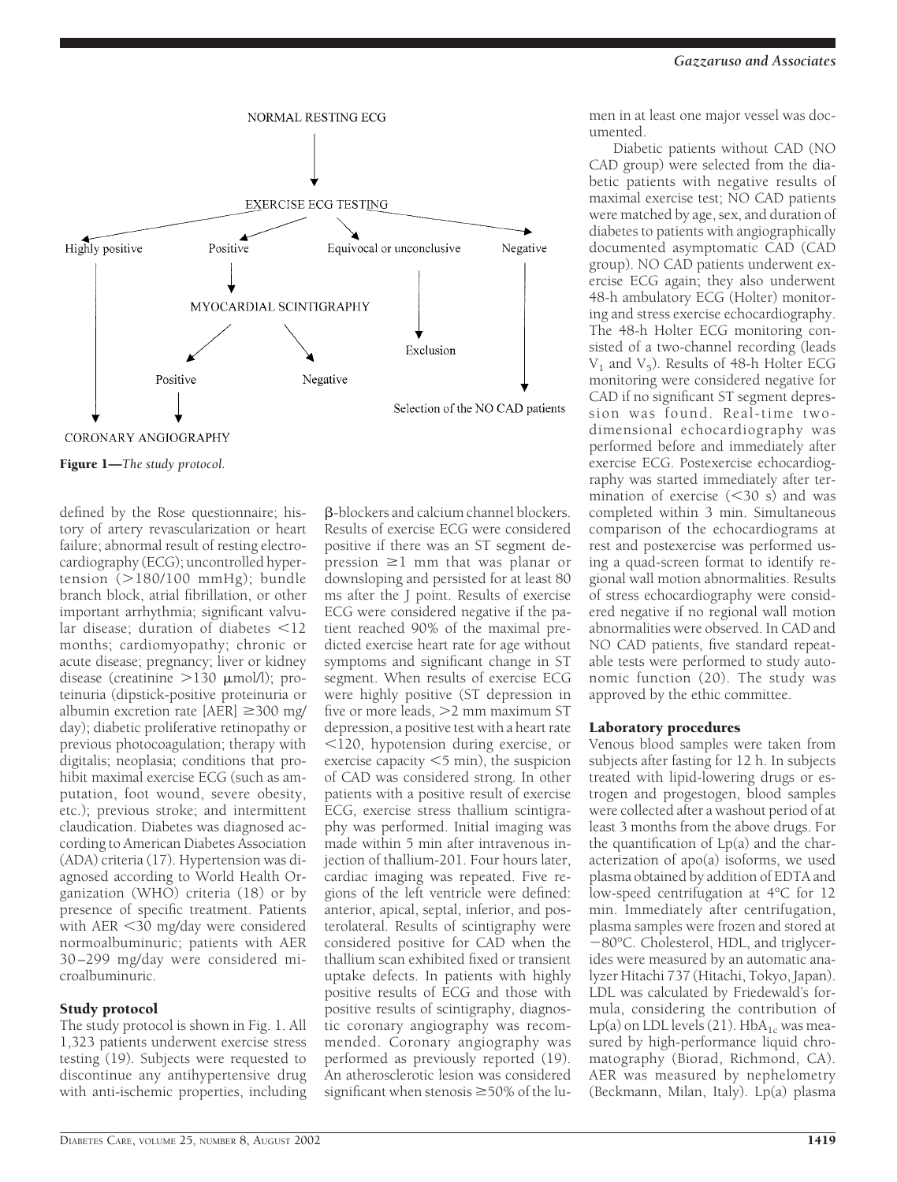NORMAL RESTING ECG

EXERCISE ECG TESTING

Highly positive | Positive | Equivocal or unconclusive | Negative

MYOCARDIAL SCINTIGRAPHY

Positive | Negative | Exclusion

Selection of the NO CAD patients

CORONARY ANGIOGRAPHY

**Figure 1**—*The study protocol.*

defined by the Rose questionnaire; history of artery revascularization or heart failure; abnormal result of resting electrocardiography (ECG); uncontrolled hypertension (>180/100 mmHg); bundle branch block, atrial fibrillation, or other important arrhythmia; significant valvular disease; duration of diabetes <12 months; cardiomyopathy; chronic or acute disease; pregnancy; liver or kidney disease (creatinine >130 μmol/l); proteinuria (dipstick-positive proteinuria or albumin excretion rate [AER] ≥300 mg/day); diabetic proliferative retinopathy or previous photocoagulation; therapy with digitalis; neoplasia; conditions that prohibit maximal exercise ECG (such as amputation, foot wound, severe obesity, etc.); previous stroke; and intermittent claudication. Diabetes was diagnosed according to American Diabetes Association (ADA) criteria (17). Hypertension was diagnosed according to World Health Organization (WHO) criteria (18) or by presence of specific treatment. Patients with AER <30 mg/day were considered normoalbuminuric; patients with AER 30–299 mg/day were considered microalbuminuric.

## Study protocol

The study protocol is shown in Fig. 1. All 1,323 patients underwent exercise stress testing (19). Subjects were requested to discontinue any antihypertensive drug with anti-ischemic properties, including β-blockers and calcium channel blockers. Results of exercise ECG were considered positive if there was an ST segment depression ≥1 mm that was planar or downsloping and persisted for at least 80 ms after the J point. Results of exercise ECG were considered negative if the patient reached 90% of the maximal predicted exercise heart rate for age without symptoms and significant change in ST segment. When results of exercise ECG were highly positive (ST depression in five or more leads, >2 mm maximum ST depression, a positive test with a heart rate <120, hypotension during exercise, or exercise capacity <5 min), the suspicion of CAD was considered strong. In other patients with a positive result of exercise ECG, exercise stress thallium scintigraphy was performed. Initial imaging was made within 5 min after intravenous injection of thallium-201. Four hours later, cardiac imaging was repeated. Five regions of the left ventricle were defined: anterior, apical, septal, inferior, and posterolateral. Results of scintigraphy were considered positive for CAD when the thallium scan exhibited fixed or transient uptake defects. In patients with highly positive results of ECG and those with positive results of scintigraphy, diagnostic coronary angiography was recommended. Coronary angiography was performed as previously reported (19). An atherosclerotic lesion was considered significant when stenosis ≥50% of the lumen in at least one major vessel was documented.

Diabetic patients without CAD (NO CAD group) were selected from the diabetic patients with negative results of maximal exercise test; NO CAD patients were matched by age, sex, and duration of diabetes to patients with angiographically documented asymptomatic CAD (CAD group). NO CAD patients underwent exercise ECG again; they also underwent 48-h ambulatory ECG (Holter) monitoring and stress exercise echocardiography. The 48-h Holter ECG monitoring consisted of a two-channel recording (leads $V_1$ and $V_5$). Results of 48-h Holter ECG monitoring were considered negative for CAD if no significant ST segment depression was found. Real-time two-dimensional echocardiography was performed before and immediately after exercise ECG. Postexercise echocardiography was started immediately after termination of exercise (<30 s) and was completed within 3 min. Simultaneous comparison of the echocardiograms at rest and postexercise was performed using a quad-screen format to identify regional wall motion abnormalities. Results of stress echocardiography were considered negative if no regional wall motion abnormalities were observed. In CAD and NO CAD patients, five standard repeatable tests were performed to study autonomic function (20). The study was approved by the ethic committee.

## Laboratory procedures

Venous blood samples were taken from subjects after fasting for 12 h. In subjects treated with lipid-lowering drugs or estrogen and progestogen, blood samples were collected after a washout period of at least 3 months from the above drugs. For the quantification of Lp(a) and the characterization of apo(a) isoforms, we used plasma obtained by addition of EDTA and low-speed centrifugation at 4°C for 12 min. Immediately after centrifugation, plasma samples were frozen and stored at −80°C. Cholesterol, HDL, and triglycerides were measured by an automatic analyzer Hitachi 737 (Hitachi, Tokyo, Japan). LDL was calculated by Friedewald's formula, considering the contribution of Lp(a) on LDL levels (21). $HbA_{1c}$ was measured by high-performance liquid chromatography (Biorad, Richmond, CA). AER was measured by nephelometry (Beckmann, Milan, Italy). Lp(a) plasma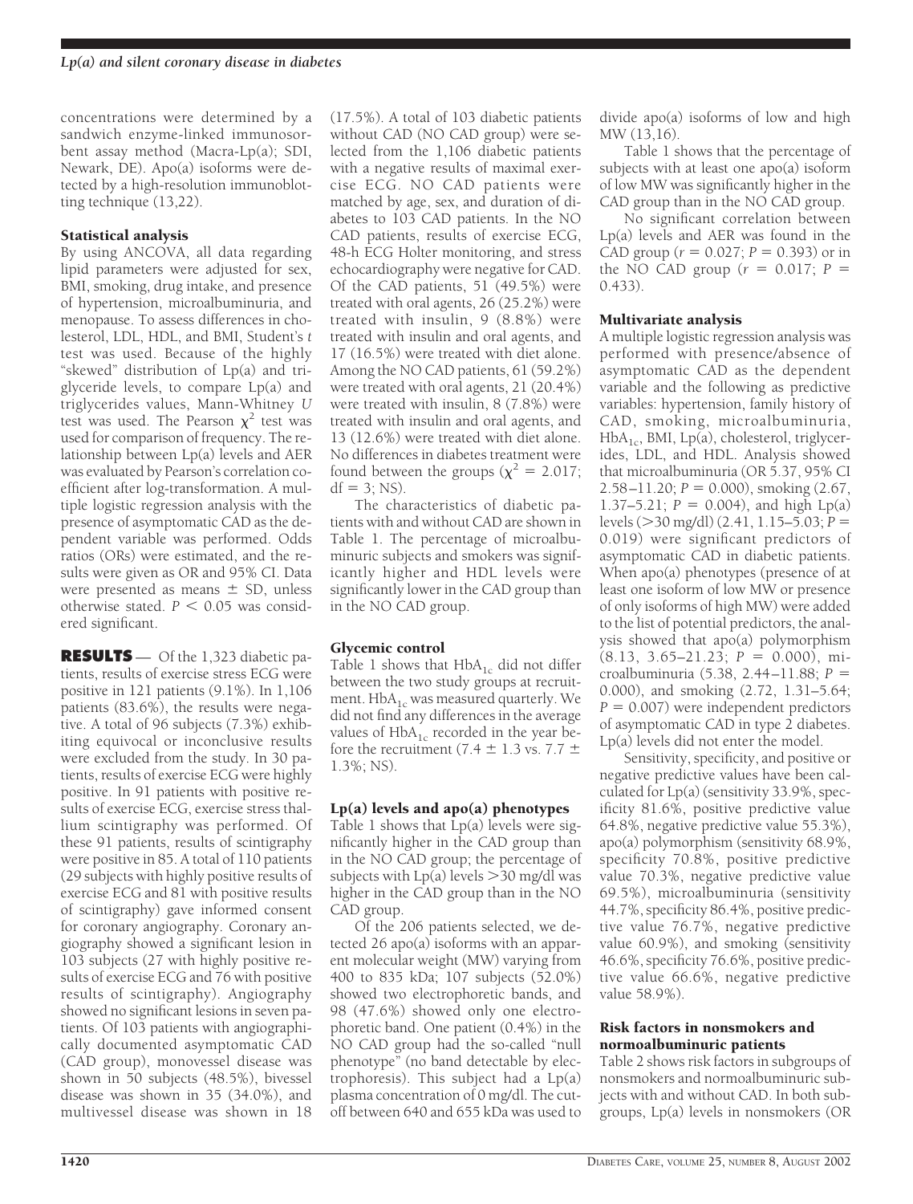concentrations were determined by a sandwich enzyme-linked immunosorbent assay method (Macra-Lp(a); SDI, Newark, DE). Apo(a) isoforms were detected by a high-resolution immunoblotting technique (13,22).

### Statistical analysis

By using ANCOVA, all data regarding lipid parameters were adjusted for sex, BMI, smoking, drug intake, and presence of hypertension, microalbuminuria, and menopause. To assess differences in cholesterol, LDL, HDL, and BMI, Student's *t* test was used. Because of the highly "skewed" distribution of Lp(a) and triglyceride levels, to compare Lp(a) and triglycerides values, Mann-Whitney *U* test was used. The Pearson $\chi^2$ test was used for comparison of frequency. The relationship between Lp(a) levels and AER was evaluated by Pearson's correlation coefficient after log-transformation. A multiple logistic regression analysis with the presence of asymptomatic CAD as the dependent variable was performed. Odds ratios (ORs) were estimated, and the results were given as OR and 95% CI. Data were presented as means ± SD, unless otherwise stated. $P < 0.05$ was considered significant.

## RESULTS

Of the 1,323 diabetic patients, results of exercise stress ECG were positive in 121 patients (9.1%). In 1,106 patients (83.6%), the results were negative. A total of 96 subjects (7.3%) exhibiting equivocal or inconclusive results were excluded from the study. In 30 patients, results of exercise ECG were highly positive. In 91 patients with positive results of exercise ECG, exercise stress thallium scintigraphy was performed. Of these 91 patients, results of scintigraphy were positive in 85. A total of 110 patients (29 subjects with highly positive results of exercise ECG and 81 with positive results of scintigraphy) gave informed consent for coronary angiography. Coronary angiography showed a significant lesion in 103 subjects (27 with highly positive results of exercise ECG and 76 with positive results of scintigraphy). Angiography showed no significant lesions in seven patients. Of 103 patients with angiographically documented asymptomatic CAD (CAD group), monovessel disease was shown in 50 subjects (48.5%), bivessel disease was shown in 35 (34.0%), and multivessel disease was shown in 18 (17.5%). A total of 103 diabetic patients without CAD (NO CAD group) were selected from the 1,106 diabetic patients with a negative results of maximal exercise ECG. NO CAD patients were matched by age, sex, and duration of diabetes to 103 CAD patients. In the NO CAD patients, results of exercise ECG, 48-h ECG Holter monitoring, and stress echocardiography were negative for CAD. Of the CAD patients, 51 (49.5%) were treated with oral agents, 26 (25.2%) were treated with insulin, 9 (8.8%) were treated with insulin and oral agents, and 17 (16.5%) were treated with diet alone. Among the NO CAD patients, 61 (59.2%) were treated with oral agents, 21 (20.4%) were treated with insulin, 8 (7.8%) were treated with insulin and oral agents, and 13 (12.6%) were treated with diet alone. No differences in diabetes treatment were found between the groups ($\chi^2 = 2.017$; df = 3; NS).

The characteristics of diabetic patients with and without CAD are shown in Table 1. The percentage of microalbuminuric subjects and smokers was significantly higher and HDL levels were significantly lower in the CAD group than in the NO CAD group.

### Glycemic control

Table 1 shows that $HbA_{1c}$ did not differ between the two study groups at recruitment. $HbA_{1c}$ was measured quarterly. We did not find any differences in the average values of $HbA_{1c}$ recorded in the year before the recruitment (7.4 ± 1.3 vs. 7.7 ± 1.3%; NS).

### Lp(a) levels and apo(a) phenotypes

Table 1 shows that Lp(a) levels were significantly higher in the CAD group than in the NO CAD group; the percentage of subjects with Lp(a) levels >30 mg/dl was higher in the CAD group than in the NO CAD group.

Of the 206 patients selected, we detected 26 apo(a) isoforms with an apparent molecular weight (MW) varying from 400 to 835 kDa; 107 subjects (52.0%) showed two electrophoretic bands, and 98 (47.6%) showed only one electrophoretic band. One patient (0.4%) in the NO CAD group had the so-called "null phenotype" (no band detectable by electrophoresis). This subject had a Lp(a) plasma concentration of 0 mg/dl. The cutoff between 640 and 655 kDa was used to divide apo(a) isoforms of low and high MW (13,16).

Table 1 shows that the percentage of subjects with at least one apo(a) isoform of low MW was significantly higher in the CAD group than in the NO CAD group.

No significant correlation between Lp(a) levels and AER was found in the CAD group ($r = 0.027$; $P = 0.393$) or in the NO CAD group ($r = 0.017$; $P = 0.433$).

### Multivariate analysis

A multiple logistic regression analysis was performed with presence/absence of asymptomatic CAD as the dependent variable and the following as predictive variables: hypertension, family history of CAD, smoking, microalbuminuria, $HbA_{1c}$, BMI, Lp(a), cholesterol, triglycerides, LDL, and HDL. Analysis showed that microalbuminuria (OR 5.37, 95% CI 2.58–11.20; $P = 0.000$), smoking (2.67, 1.37–5.21; $P = 0.004$), and high Lp(a) levels (>30 mg/dl) (2.41, 1.15–5.03; $P = 0.019$) were significant predictors of asymptomatic CAD in diabetic patients. When apo(a) phenotypes (presence of at least one isoform of low MW or presence of only isoforms of high MW) were added to the list of potential predictors, the analysis showed that apo(a) polymorphism (8.13, 3.65–21.23; $P = 0.000$), microalbuminuria (5.38, 2.44–11.88; $P = 0.000$), and smoking (2.72, 1.31–5.64; $P = 0.007$) were independent predictors of asymptomatic CAD in type 2 diabetes. Lp(a) levels did not enter the model.

Sensitivity, specificity, and positive or negative predictive values have been calculated for Lp(a) (sensitivity 33.9%, specificity 81.6%, positive predictive value 64.8%, negative predictive value 55.3%), apo(a) polymorphism (sensitivity 68.9%, specificity 70.8%, positive predictive value 70.3%, negative predictive value 69.5%), microalbuminuria (sensitivity 44.7%, specificity 86.4%, positive predictive value 76.7%, negative predictive value 60.9%), and smoking (sensitivity 46.6%, specificity 76.6%, positive predictive value 66.6%, negative predictive value 58.9%).

### Risk factors in nonsmokers and normoalbuminuric patients

Table 2 shows risk factors in subgroups of nonsmokers and normoalbuminuric subjects with and without CAD. In both subgroups, Lp(a) levels in nonsmokers (OR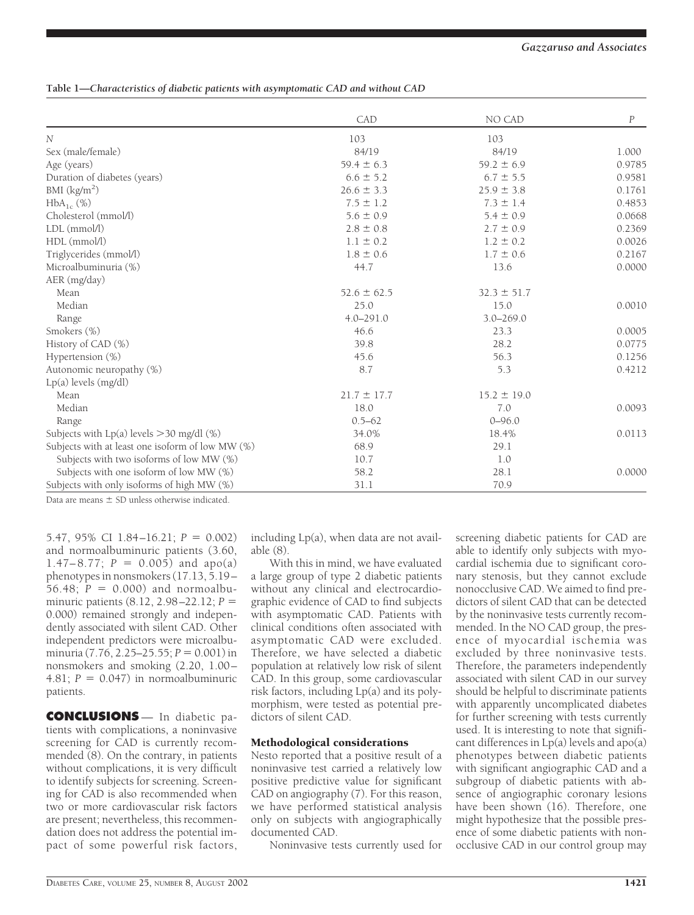**Table 1—Characteristics of diabetic patients with asymptomatic CAD and without CAD**

| | CAD | NO CAD | $P$ |
|---|---|---|---|
| $N$ | 103 | 103 | |
| Sex (male/female) | 84/19 | 84/19 | 1.000 |
| Age (years) | 59.4 ± 6.3 | 59.2 ± 6.9 | 0.9785 |
| Duration of diabetes (years) | 6.6 ± 5.2 | 6.7 ± 5.5 | 0.9581 |
| BMI (kg/m$^2$) | 26.6 ± 3.3 | 25.9 ± 3.8 | 0.1761 |
| $HbA_{1c}$ (%) | 7.5 ± 1.2 | 7.3 ± 1.4 | 0.4853 |
| Cholesterol (mmol/l) | 5.6 ± 0.9 | 5.4 ± 0.9 | 0.0668 |
| LDL (mmol/l) | 2.8 ± 0.8 | 2.7 ± 0.9 | 0.2369 |
| HDL (mmol/l) | 1.1 ± 0.2 | 1.2 ± 0.2 | 0.0026 |
| Triglycerides (mmol/l) | 1.8 ± 0.6 | 1.7 ± 0.6 | 0.2167 |
| Microalbuminuria (%) | 44.7 | 13.6 | 0.0000 |
| AER (mg/day) | | | |
| Mean | 52.6 ± 62.5 | 32.3 ± 51.7 | |
| Median | 25.0 | 15.0 | 0.0010 |
| Range | 4.0–291.0 | 3.0–269.0 | |
| Smokers (%) | 46.6 | 23.3 | 0.0005 |
| History of CAD (%) | 39.8 | 28.2 | 0.0775 |
| Hypertension (%) | 45.6 | 56.3 | 0.1256 |
| Autonomic neuropathy (%) | 8.7 | 5.3 | 0.4212 |
| Lp(a) levels (mg/dl) | | | |
| Mean | 21.7 ± 17.7 | 15.2 ± 19.0 | |
| Median | 18.0 | 7.0 | 0.0093 |
| Range | 0.5–62 | 0–96.0 | |
| Subjects with Lp(a) levels >30 mg/dl (%) | 34.0% | 18.4% | 0.0113 |
| Subjects with at least one isoform of low MW (%) | 68.9 | 29.1 | |
| Subjects with two isoforms of low MW (%) | 10.7 | 1.0 | |
| Subjects with one isoform of low MW (%) | 58.2 | 28.1 | 0.0000 |
| Subjects with only isoforms of high MW (%) | 31.1 | 70.9 | |

Data are means ± SD unless otherwise indicated.

5.47, 95% CI 1.84–16.21; $P$ = 0.002) and normoalbuminuric patients (3.60, 1.47–8.77; $P$ = 0.005) and apo(a) phenotypes in nonsmokers (17.13, 5.19–56.48; $P$ = 0.000) and normoalbuminuric patients (8.12, 2.98–22.12; $P$ = 0.000) remained strongly and independently associated with silent CAD. Other independent predictors were microalbuminuria (7.76, 2.25–25.55; $P$ = 0.001) in nonsmokers and smoking (2.20, 1.00–4.81; $P$ = 0.047) in normoalbuminuric patients.

## CONCLUSIONS

In diabetic patients with complications, a noninvasive screening for CAD is currently recommended (8). On the contrary, in patients without complications, it is very difficult to identify subjects for screening. Screening for CAD is also recommended when two or more cardiovascular risk factors are present; nevertheless, this recommendation does not address the potential impact of some powerful risk factors, including Lp(a), when data are not available (8).

With this in mind, we have evaluated a large group of type 2 diabetic patients without any clinical and electrocardiographic evidence of CAD to find subjects with asymptomatic CAD. Patients with clinical conditions often associated with asymptomatic CAD were excluded. Therefore, we have selected a diabetic population at relatively low risk of silent CAD. In this group, some cardiovascular risk factors, including Lp(a) and its polymorphism, were tested as potential predictors of silent CAD.

### Methodological considerations

Nesto reported that a positive result of a noninvasive test carried a relatively low positive predictive value for significant CAD on angiography (7). For this reason, we have performed statistical analysis only on subjects with angiographically documented CAD.

Noninvasive tests currently used for screening diabetic patients for CAD are able to identify only subjects with myocardial ischemia due to significant coronary stenosis, but they cannot exclude nonocclusive CAD. We aimed to find predictors of silent CAD that can be detected by the noninvasive tests currently recommended. In the NO CAD group, the presence of myocardial ischemia was excluded by three noninvasive tests. Therefore, the parameters independently associated with silent CAD in our survey should be helpful to discriminate patients with apparently uncomplicated diabetes for further screening with tests currently used. It is interesting to note that significant differences in Lp(a) levels and apo(a) phenotypes between diabetic patients with significant angiographic CAD and a subgroup of diabetic patients with absence of angiographic coronary lesions have been shown (16). Therefore, one might hypothesize that the possible presence of some diabetic patients with nonocclusive CAD in our control group may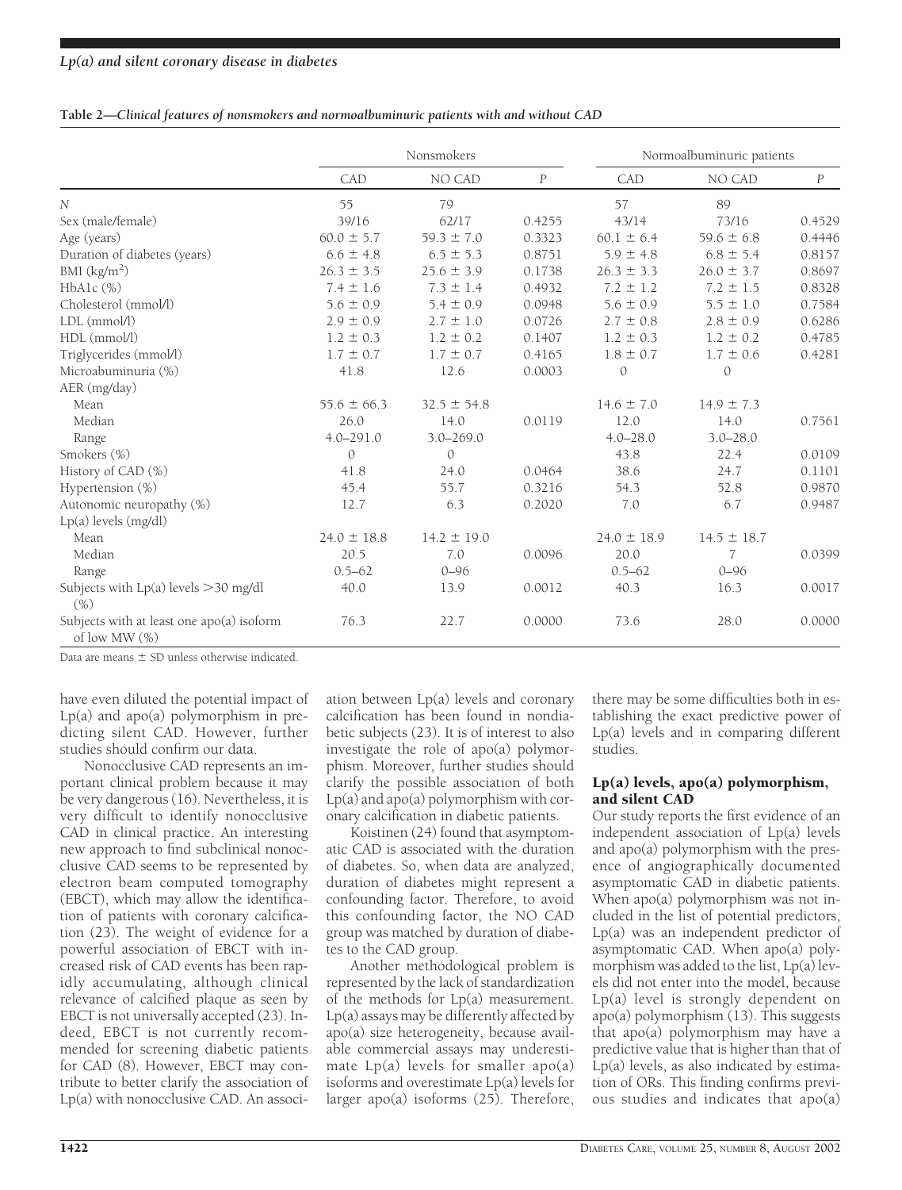**Table 2—Clinical features of nonsmokers and normoalbuminuric patients with and without CAD**

| | Nonsmokers | | | Normoalbuminuric patients | | |
|---|---|---|---|---|---|---|
| | CAD | NO CAD | *P* | CAD | NO CAD | *P* |
| *N* | 55 | 79 | | 57 | 89 | |
| Sex (male/female) | 39/16 | 62/17 | 0.4255 | 43/14 | 73/16 | 0.4529 |
| Age (years) | 60.0 ± 5.7 | 59.3 ± 7.0 | 0.3323 | 60.1 ± 6.4 | 59.6 ± 6.8 | 0.4446 |
| Duration of diabetes (years) | 6.6 ± 4.8 | 6.5 ± 5.3 | 0.8751 | 5.9 ± 4.8 | 6.8 ± 5.4 | 0.8157 |
| BMI (kg/m$^2$) | 26.3 ± 3.5 | 25.6 ± 3.9 | 0.1738 | 26.3 ± 3.3 | 26.0 ± 3.7 | 0.8697 |
| HbA1c (%) | 7.4 ± 1.6 | 7.3 ± 1.4 | 0.4932 | 7.2 ± 1.2 | 7.2 ± 1.5 | 0.8328 |
| Cholesterol (mmol/l) | 5.6 ± 0.9 | 5.4 ± 0.9 | 0.0948 | 5.6 ± 0.9 | 5.5 ± 1.0 | 0.7584 |
| LDL (mmol/l) | 2.9 ± 0.9 | 2.7 ± 1.0 | 0.0726 | 2.7 ± 0.8 | 2.8 ± 0.9 | 0.6286 |
| HDL (mmol/l) | 1.2 ± 0.3 | 1.2 ± 0.2 | 0.1407 | 1.2 ± 0.3 | 1.2 ± 0.2 | 0.4785 |
| Triglycerides (mmol/l) | 1.7 ± 0.7 | 1.7 ± 0.7 | 0.4165 | 1.8 ± 0.7 | 1.7 ± 0.6 | 0.4281 |
| Microabuminuria (%) | 41.8 | 12.6 | 0.0003 | 0 | 0 | |
| AER (mg/day) | | | | | | |
| Mean | 55.6 ± 66.3 | 32.5 ± 54.8 | | 14.6 ± 7.0 | 14.9 ± 7.3 | |
| Median | 26.0 | 14.0 | 0.0119 | 12.0 | 14.0 | 0.7561 |
| Range | 4.0–291.0 | 3.0–269.0 | | 4.0–28.0 | 3.0–28.0 | |
| Smokers (%) | 0 | 0 | | 43.8 | 22.4 | 0.0109 |
| History of CAD (%) | 41.8 | 24.0 | 0.0464 | 38.6 | 24.7 | 0.1101 |
| Hypertension (%) | 45.4 | 55.7 | 0.3216 | 54.3 | 52.8 | 0.9870 |
| Autonomic neuropathy (%) | 12.7 | 6.3 | 0.2020 | 7.0 | 6.7 | 0.9487 |
| Lp(a) levels (mg/dl) | | | | | | |
| Mean | 24.0 ± 18.8 | 14.2 ± 19.0 | | 24.0 ± 18.9 | 14.5 ± 18.7 | |
| Median | 20.5 | 7.0 | 0.0096 | 20.0 | 7 | 0.0399 |
| Range | 0.5–62 | 0–96 | | 0.5–62 | 0–96 | |
| Subjects with Lp(a) levels >30 mg/dl (%) | 40.0 | 13.9 | 0.0012 | 40.3 | 16.3 | 0.0017 |
| Subjects with at least one apo(a) isoform of low MW (%) | 76.3 | 22.7 | 0.0000 | 73.6 | 28.0 | 0.0000 |

Data are means ± SD unless otherwise indicated.

have even diluted the potential impact of Lp(a) and apo(a) polymorphism in predicting silent CAD. However, further studies should confirm our data.

Nonocclusive CAD represents an important clinical problem because it may be very dangerous (16). Nevertheless, it is very difficult to identify nonocclusive CAD in clinical practice. An interesting new approach to find subclinical nonocclusive CAD seems to be represented by electron beam computed tomography (EBCT), which may allow the identification of patients with coronary calcification (23). The weight of evidence for a powerful association of EBCT with increased risk of CAD events has been rapidly accumulating, although clinical relevance of calcified plaque as seen by EBCT is not universally accepted (23). Indeed, EBCT is not currently recommended for screening diabetic patients for CAD (8). However, EBCT may contribute to better clarify the association of Lp(a) with nonocclusive CAD. An association between Lp(a) levels and coronary calcification has been found in nondiabetic subjects (23). It is of interest to also investigate the role of apo(a) polymorphism. Moreover, further studies should clarify the possible association of both Lp(a) and apo(a) polymorphism with coronary calcification in diabetic patients.

Koistinen (24) found that asymptomatic CAD is associated with the duration of diabetes. So, when data are analyzed, duration of diabetes might represent a confounding factor. Therefore, to avoid this confounding factor, the NO CAD group was matched by duration of diabetes to the CAD group.

Another methodological problem is represented by the lack of standardization of the methods for Lp(a) measurement. Lp(a) assays may be differently affected by apo(a) size heterogeneity, because available commercial assays may underestimate Lp(a) levels for smaller apo(a) isoforms and overestimate Lp(a) levels for larger apo(a) isoforms (25). Therefore, there may be some difficulties both in establishing the exact predictive power of Lp(a) levels and in comparing different studies.

### Lp(a) levels, apo(a) polymorphism, and silent CAD

Our study reports the first evidence of an independent association of Lp(a) levels and apo(a) polymorphism with the presence of angiographically documented asymptomatic CAD in diabetic patients. When apo(a) polymorphism was not included in the list of potential predictors, Lp(a) was an independent predictor of asymptomatic CAD. When apo(a) polymorphism was added to the list, Lp(a) levels did not enter into the model, because Lp(a) level is strongly dependent on apo(a) polymorphism (13). This suggests that apo(a) polymorphism may have a predictive value that is higher than that of Lp(a) levels, as also indicated by estimation of ORs. This finding confirms previous studies and indicates that apo(a)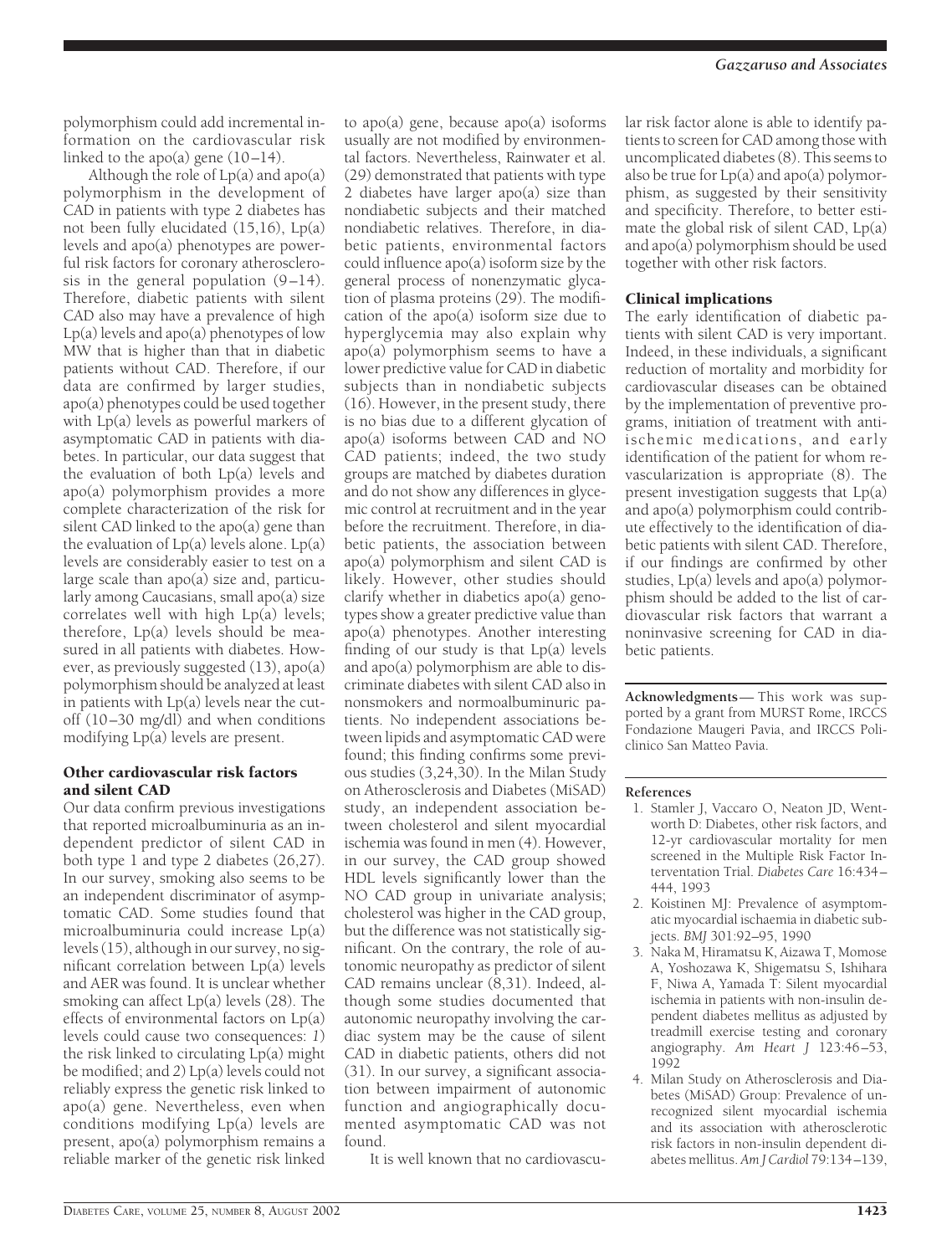polymorphism could add incremental information on the cardiovascular risk linked to the apo(a) gene (10–14).

Although the role of Lp(a) and apo(a) polymorphism in the development of CAD in patients with type 2 diabetes has not been fully elucidated (15,16), Lp(a) levels and apo(a) phenotypes are powerful risk factors for coronary atherosclerosis in the general population (9–14). Therefore, diabetic patients with silent CAD also may have a prevalence of high Lp(a) levels and apo(a) phenotypes of low MW that is higher than that in diabetic patients without CAD. Therefore, if our data are confirmed by larger studies, apo(a) phenotypes could be used together with Lp(a) levels as powerful markers of asymptomatic CAD in patients with diabetes. In particular, our data suggest that the evaluation of both Lp(a) levels and apo(a) polymorphism provides a more complete characterization of the risk for silent CAD linked to the apo(a) gene than the evaluation of Lp(a) levels alone. Lp(a) levels are considerably easier to test on a large scale than apo(a) size and, particularly among Caucasians, small apo(a) size correlates well with high Lp(a) levels; therefore, Lp(a) levels should be measured in all patients with diabetes. However, as previously suggested (13), apo(a) polymorphism should be analyzed at least in patients with Lp(a) levels near the cutoff (10–30 mg/dl) and when conditions modifying Lp(a) levels are present.

### Other cardiovascular risk factors and silent CAD

Our data confirm previous investigations that reported microalbuminuria as an independent predictor of silent CAD in both type 1 and type 2 diabetes (26,27). In our survey, smoking also seems to be an independent discriminator of asymptomatic CAD. Some studies found that microalbuminuria could increase Lp(a) levels (15), although in our survey, no significant correlation between Lp(a) levels and AER was found. It is unclear whether smoking can affect Lp(a) levels (28). The effects of environmental factors on Lp(a) levels could cause two consequences: *1*) the risk linked to circulating Lp(a) might be modified; and *2*) Lp(a) levels could not reliably express the genetic risk linked to apo(a) gene. Nevertheless, even when conditions modifying Lp(a) levels are present, apo(a) polymorphism remains a reliable marker of the genetic risk linked to apo(a) gene, because apo(a) isoforms usually are not modified by environmental factors. Nevertheless, Rainwater et al. (29) demonstrated that patients with type 2 diabetes have larger apo(a) size than nondiabetic subjects and their matched nondiabetic relatives. Therefore, in diabetic patients, environmental factors could influence apo(a) isoform size by the general process of nonenzymatic glycation of plasma proteins (29). The modification of the apo(a) isoform size due to hyperglycemia may also explain why apo(a) polymorphism seems to have a lower predictive value for CAD in diabetic subjects than in nondiabetic subjects (16). However, in the present study, there is no bias due to a different glycation of apo(a) isoforms between CAD and NO CAD patients; indeed, the two study groups are matched by diabetes duration and do not show any differences in glycemic control at recruitment and in the year before the recruitment. Therefore, in diabetic patients, the association between apo(a) polymorphism and silent CAD is likely. However, other studies should clarify whether in diabetics apo(a) genotypes show a greater predictive value than apo(a) phenotypes. Another interesting finding of our study is that Lp(a) levels and apo(a) polymorphism are able to discriminate diabetes with silent CAD also in nonsmokers and normoalbuminuric patients. No independent associations between lipids and asymptomatic CAD were found; this finding confirms some previous studies (3,24,30). In the Milan Study on Atherosclerosis and Diabetes (MiSAD) study, an independent association between cholesterol and silent myocardial ischemia was found in men (4). However, in our survey, the CAD group showed HDL levels significantly lower than the NO CAD group in univariate analysis; cholesterol was higher in the CAD group, but the difference was not statistically significant. On the contrary, the role of autonomic neuropathy as predictor of silent CAD remains unclear (8,31). Indeed, although some studies documented that autonomic neuropathy involving the cardiac system may be the cause of silent CAD in diabetic patients, others did not (31). In our survey, a significant association between impairment of autonomic function and angiographically documented asymptomatic CAD was not found.

It is well known that no cardiovascular risk factor alone is able to identify patients to screen for CAD among those with uncomplicated diabetes (8). This seems to also be true for Lp(a) and apo(a) polymorphism, as suggested by their sensitivity and specificity. Therefore, to better estimate the global risk of silent CAD, Lp(a) and apo(a) polymorphism should be used together with other risk factors.

### Clinical implications

The early identification of diabetic patients with silent CAD is very important. Indeed, in these individuals, a significant reduction of mortality and morbidity for cardiovascular diseases can be obtained by the implementation of preventive programs, initiation of treatment with anti-ischemic medications, and early identification of the patient for whom revascularization is appropriate (8). The present investigation suggests that Lp(a) and apo(a) polymorphism could contribute effectively to the identification of diabetic patients with silent CAD. Therefore, if our findings are confirmed by other studies, Lp(a) levels and apo(a) polymorphism should be added to the list of cardiovascular risk factors that warrant a noninvasive screening for CAD in diabetic patients.

**Acknowledgments**— This work was supported by a grant from MURST Rome, IRCCS Fondazione Maugeri Pavia, and IRCCS Policlinico San Matteo Pavia.

### References

1. Stamler J, Vaccaro O, Neaton JD, Wentworth D: Diabetes, other risk factors, and 12-yr cardiovascular mortality for men screened in the Multiple Risk Factor Interventation Trial. *Diabetes Care* 16:434–444, 1993
2. Koistinen MJ: Prevalence of asymptomatic myocardial ischaemia in diabetic subjects. *BMJ* 301:92–95, 1990
3. Naka M, Hiramatsu K, Aizawa T, Momose A, Yoshozawa K, Shigematsu S, Ishihara F, Niwa A, Yamada T: Silent myocardial ischemia in patients with non-insulin dependent diabetes mellitus as adjusted by treadmill exercise testing and coronary angiography. *Am Heart J* 123:46–53, 1992
4. Milan Study on Atherosclerosis and Diabetes (MiSAD) Group: Prevalence of unrecognized silent myocardial ischemia and its association with atherosclerotic risk factors in non-insulin dependent diabetes mellitus. *Am J Cardiol* 79:134–139,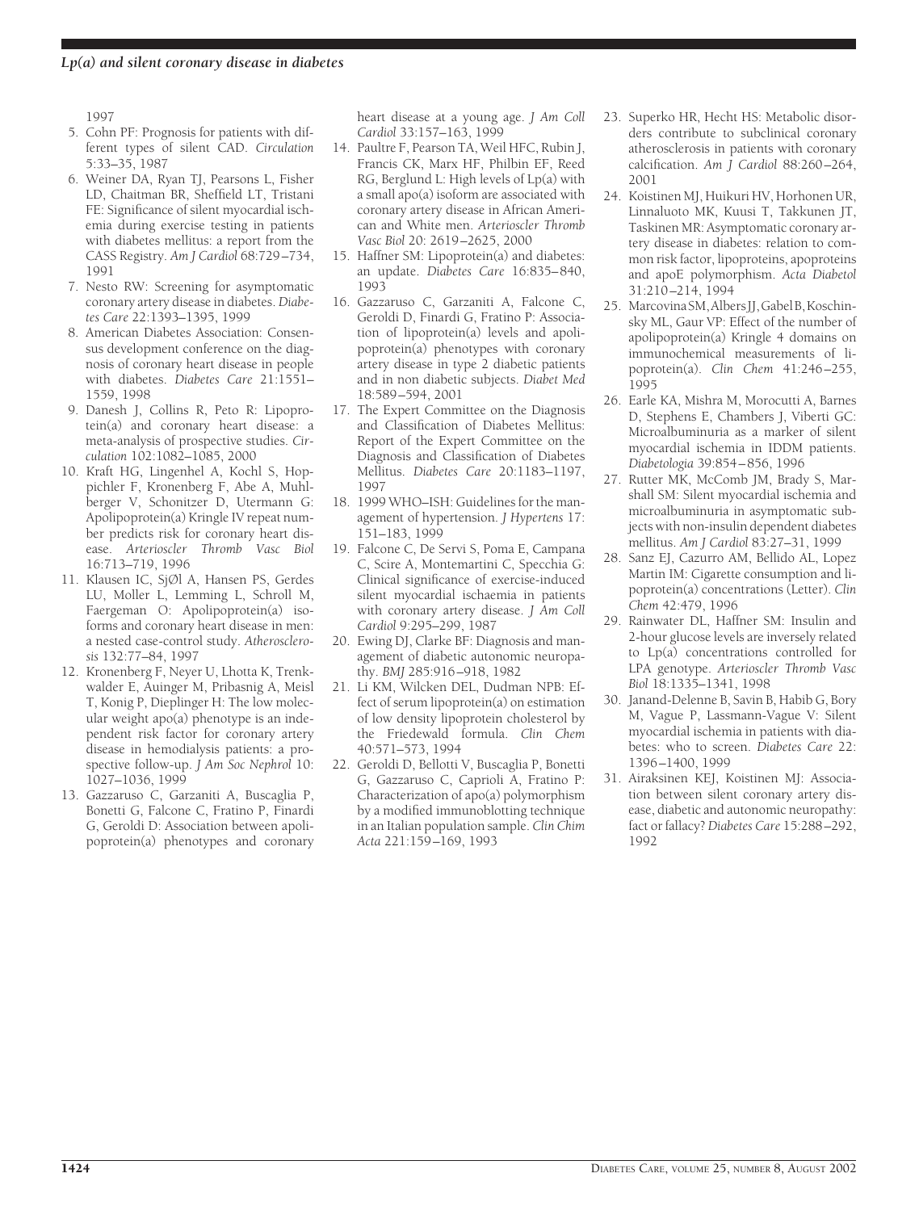1997

5. Cohn PF: Prognosis for patients with different types of silent CAD. *Circulation* 5:33–35, 1987
6. Weiner DA, Ryan TJ, Pearsons L, Fisher LD, Chaitman BR, Sheffield LT, Tristani FE: Significance of silent myocardial ischemia during exercise testing in patients with diabetes mellitus: a report from the CASS Registry. *Am J Cardiol* 68:729–734, 1991
7. Nesto RW: Screening for asymptomatic coronary artery disease in diabetes. *Diabetes Care* 22:1393–1395, 1999
8. American Diabetes Association: Consensus development conference on the diagnosis of coronary heart disease in people with diabetes. *Diabetes Care* 21:1551–1559, 1998
9. Danesh J, Collins R, Peto R: Lipoprotein(a) and coronary heart disease: a meta-analysis of prospective studies. *Circulation* 102:1082–1085, 2000
10. Kraft HG, Lingenhel A, Kochl S, Hoppichler F, Kronenberg F, Abe A, Muhlberger V, Schonitzer D, Utermann G: Apolipoprotein(a) Kringle IV repeat number predicts risk for coronary heart disease. *Arterioscler Thromb Vasc Biol* 16:713–719, 1996
11. Klausen IC, SjØl A, Hansen PS, Gerdes LU, Moller L, Lemming L, Schroll M, Faergeman O: Apolipoprotein(a) isoforms and coronary heart disease in men: a nested case-control study. *Atherosclerosis* 132:77–84, 1997
12. Kronenberg F, Neyer U, Lhotta K, Trenkwalder E, Auinger M, Pribasnig A, Meisl T, Konig P, Dieplinger H: The low molecular weight apo(a) phenotype is an independent risk factor for coronary artery disease in hemodialysis patients: a prospective follow-up. *J Am Soc Nephrol* 10: 1027–1036, 1999
13. Gazzaruso C, Garzaniti A, Buscaglia P, Bonetti G, Falcone C, Fratino P, Finardi G, Geroldi D: Association between apolipoprotein(a) phenotypes and coronary heart disease at a young age. *J Am Coll Cardiol* 33:157–163, 1999
14. Paultre F, Pearson TA, Weil HFC, Rubin J, Francis CK, Marx HF, Philbin EF, Reed RG, Berglund L: High levels of Lp(a) with a small apo(a) isoform are associated with coronary artery disease in African American and White men. *Arterioscler Thromb Vasc Biol* 20: 2619–2625, 2000
15. Haffner SM: Lipoprotein(a) and diabetes: an update. *Diabetes Care* 16:835–840, 1993
16. Gazzaruso C, Garzaniti A, Falcone C, Geroldi D, Finardi G, Fratino P: Association of lipoprotein(a) levels and apolipoprotein(a) phenotypes with coronary artery disease in type 2 diabetic patients and in non diabetic subjects. *Diabet Med* 18:589–594, 2001
17. The Expert Committee on the Diagnosis and Classification of Diabetes Mellitus: Report of the Expert Committee on the Diagnosis and Classification of Diabetes Mellitus. *Diabetes Care* 20:1183–1197, 1997
18. 1999 WHO–ISH: Guidelines for the management of hypertension. *J Hypertens* 17: 151–183, 1999
19. Falcone C, De Servi S, Poma E, Campana C, Scire A, Montemartini C, Specchia G: Clinical significance of exercise-induced silent myocardial ischaemia in patients with coronary artery disease. *J Am Coll Cardiol* 9:295–299, 1987
20. Ewing DJ, Clarke BF: Diagnosis and management of diabetic autonomic neuropathy. *BMJ* 285:916–918, 1982
21. Li KM, Wilcken DEL, Dudman NPB: Effect of serum lipoprotein(a) on estimation of low density lipoprotein cholesterol by the Friedewald formula. *Clin Chem* 40:571–573, 1994
22. Geroldi D, Bellotti V, Buscaglia P, Bonetti G, Gazzaruso C, Caprioli A, Fratino P: Characterization of apo(a) polymorphism by a modified immunoblotting technique in an Italian population sample. *Clin Chim Acta* 221:159–169, 1993
23. Superko HR, Hecht HS: Metabolic disorders contribute to subclinical coronary atherosclerosis in patients with coronary calcification. *Am J Cardiol* 88:260–264, 2001
24. Koistinen MJ, Huikuri HV, Horhonen UR, Linnaluoto MK, Kuusi T, Takkunen JT, Taskinen MR: Asymptomatic coronary artery disease in diabetes: relation to common risk factor, lipoproteins, apoproteins and apoE polymorphism. *Acta Diabetol* 31:210–214, 1994
25. Marcovina SM, Albers JJ, Gabel B, Koschinsky ML, Gaur VP: Effect of the number of apolipoprotein(a) Kringle 4 domains on immunochemical measurements of lipoprotein(a). *Clin Chem* 41:246–255, 1995
26. Earle KA, Mishra M, Morocutti A, Barnes D, Stephens E, Chambers J, Viberti GC: Microalbuminuria as a marker of silent myocardial ischemia in IDDM patients. *Diabetologia* 39:854–856, 1996
27. Rutter MK, McComb JM, Brady S, Marshall SM: Silent myocardial ischemia and microalbuminuria in asymptomatic subjects with non-insulin dependent diabetes mellitus. *Am J Cardiol* 83:27–31, 1999
28. Sanz EJ, Cazurro AM, Bellido AL, Lopez Martin IM: Cigarette consumption and lipoprotein(a) concentrations (Letter). *Clin Chem* 42:479, 1996
29. Rainwater DL, Haffner SM: Insulin and 2-hour glucose levels are inversely related to Lp(a) concentrations controlled for LPA genotype. *Arterioscler Thromb Vasc Biol* 18:1335–1341, 1998
30. Janand-Delenne B, Savin B, Habib G, Bory M, Vague P, Lassmann-Vague V: Silent myocardial ischemia in patients with diabetes: who to screen. *Diabetes Care* 22: 1396–1400, 1999
31. Airaksinen KEJ, Koistinen MJ: Association between silent coronary artery disease, diabetic and autonomic neuropathy: fact or fallacy? *Diabetes Care* 15:288–292, 1992